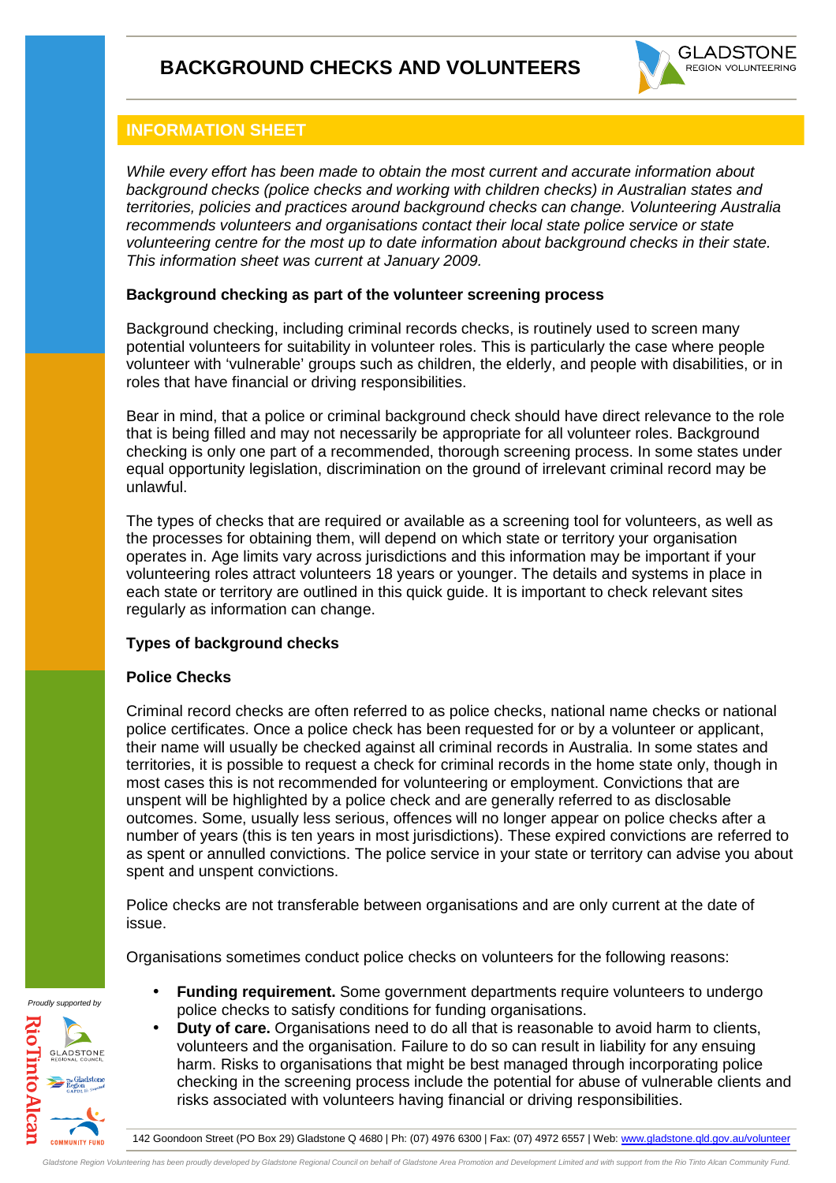# BACKGROUND CHECKS AND VOLUNTEERS

## INFORMATION SHEET

*While every effort has been made to obtain the most current and accurate information about background checks (police checks and working with children checks) in Australian states and territories, policies and practices around background checks can change. Volunteering Australia recommends volunteers and organisations contact their local state police service or state volunteering centre for the most up to date information about background checks in their state. This information sheet was current at January 2009.*

### Background checking as part of the volunteer screening process

Background checking, including criminal records checks, is routinely used to screen many potential volunteers for suitability in volunteer roles. This is particularly the case where people volunteer with 'vulnerable' groups such as children, the elderly, and people with disabilities, or in roles that have financial or driving responsibilities.

Bear in mind, that a police or criminal background check should have direct relevance to the role that is being filled and may not necessarily be appropriate for all volunteer roles. Background checking is only one part of a recommended, thorough screening process. In some states under equal opportunity legislation, discrimination on the ground of irrelevant criminal record may be unlawful.

The types of checks that are required or available as a screening tool for volunteers, as well as the processes for obtaining them, will depend on which state or territory your organisation operates in. Age limits vary across jurisdictions and this information may be important if your volunteering roles attract volunteers 18 years or younger. The details and systems in place in each state or territory are outlined in this quick guide. It is important to check relevant sites regularly as information can change.

### Types of background checks

### Police Checks

Criminal record checks are often referred to as police checks, national name checks or national police certificates. Once a police check has been requested for or by a volunteer or applicant, their name will usually be checked against all criminal records in Australia. In some states and territories, it is possible to request a check for criminal records in the home state only, though in most cases this is not recommended for volunteering or employment. Convictions that are unspent will be highlighted by a police check and are generally referred to as disclosable outcomes. Some, usually less serious, offences will no longer appear on police checks after a number of years (this is ten years in most jurisdictions). These expired convictions are referred to as spent or annulled convictions. The police service in your state or territory can advise you about spent and unspent convictions.

Police checks are not transferable between organisations and are only current at the date of issue.

Organisations sometimes conduct police checks on volunteers for the following reasons:

- **Funding requirement.** Some government departments require volunteers to undergo police checks to satisfy conditions for funding organisations.
- **Duty of care.** Organisations need to do all that is reasonable to avoid harm to clients, volunteers and the organisation. Failure to do so can result in liability for any ensuing harm. Risks to organisations that might be best managed through incorporating police checking in the screening process include the potential for abuse of vulnerable clients and risks associated with volunteers having financial or driving responsibilities.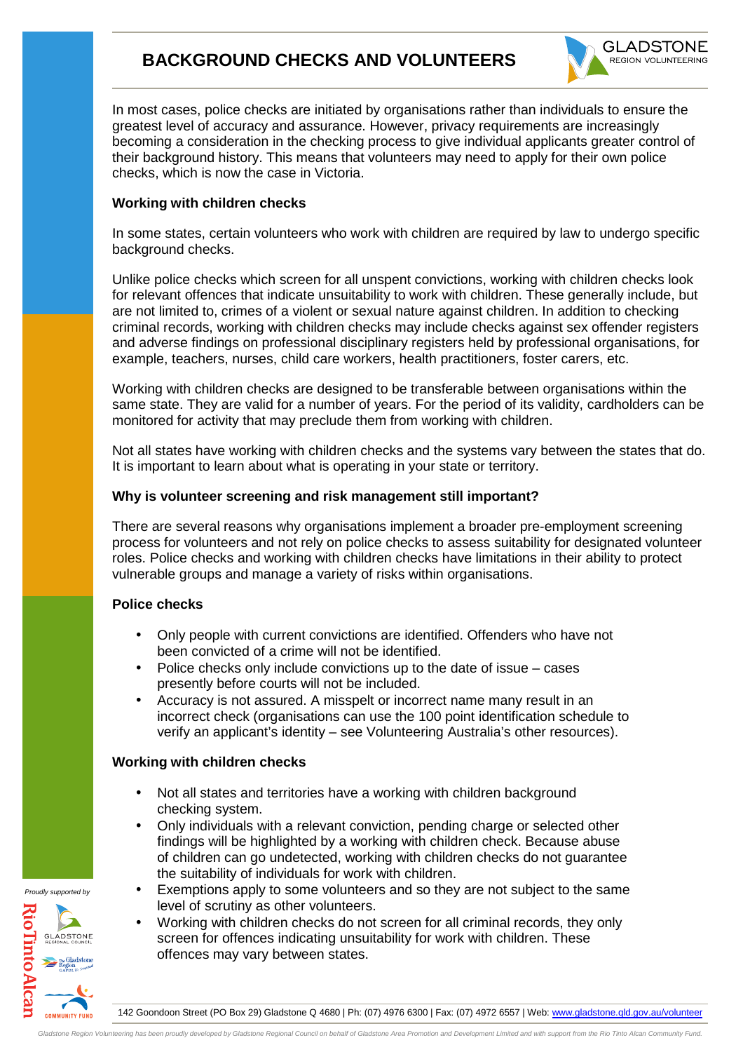# BACKGROUND CHECKS AND VOLUNTEERS

In most cases, police checks are initiated by organisations rather than individuals to ensure the greatest level of accuracy and assurance. However, privacy requirements are increasingly becoming a consideration in the checking process to give individual applicants greater control of their background history. This means that volunteers may need to apply for their own police checks, which is now the case in Victoria.

**Working with children checks**

In some states, certain volunteers who work with children are required by law to undergo specific background checks.

Unlike police checks which screen for all unspent convictions, working with children checks look for relevant offences that indicate unsuitability to work with children. These generally include, but are not limited to, crimes of a violent or sexual nature against children. In addition to checking criminal records, working with children checks may include checks against sex offender registers and adverse findings on professional disciplinary registers held by professional organisations, for example, teachers, nurses, child care workers, health practitioners, foster carers, etc.

Working with children checks are designed to be transferable between organisations within the same state. They are valid for a number of years. For the period of its validity, cardholders can be monitored for activity that may preclude them from working with children.

Not all states have working with children checks and the systems vary between the states that do. It is important to learn about what is operating in your state or territory.

**Why is volunteer screening and risk management still important?**

There are several reasons why organisations implement a broader pre-employment screening process for volunteers and not rely on police checks to assess suitability for designated volunteer roles. Police checks and working with children checks have limitations in their ability to protect vulnerable groups and manage a variety of risks within organisations.

**Police checks**

- Only people with current convictions are identified. Offenders who have not been convicted of a crime will not be identified.
- Police checks only include convictions up to the date of issue – cases presently before courts will not be included.
- Accuracy is not assured. A misspelt or incorrect name many result in an incorrect check (organisations can use the 100 point identification schedule to verify an applicant's identity – see Volunteering Australia's other resources).

**Working with children checks**

- Not all states and territories have a working with children background checking system.
- Only individuals with a relevant conviction, pending charge or selected other findings will be highlighted by a working with children check. Because abuse of children can go undetected, working with children checks do not guarantee the suitability of individuals for work with children.
- Exemptions apply to some volunteers and so they are not subject to the same level of scrutiny as other volunteers.
- Working with children checks do not screen for all criminal records, they only screen for offences indicating unsuitability for work with children. These offences may vary between states.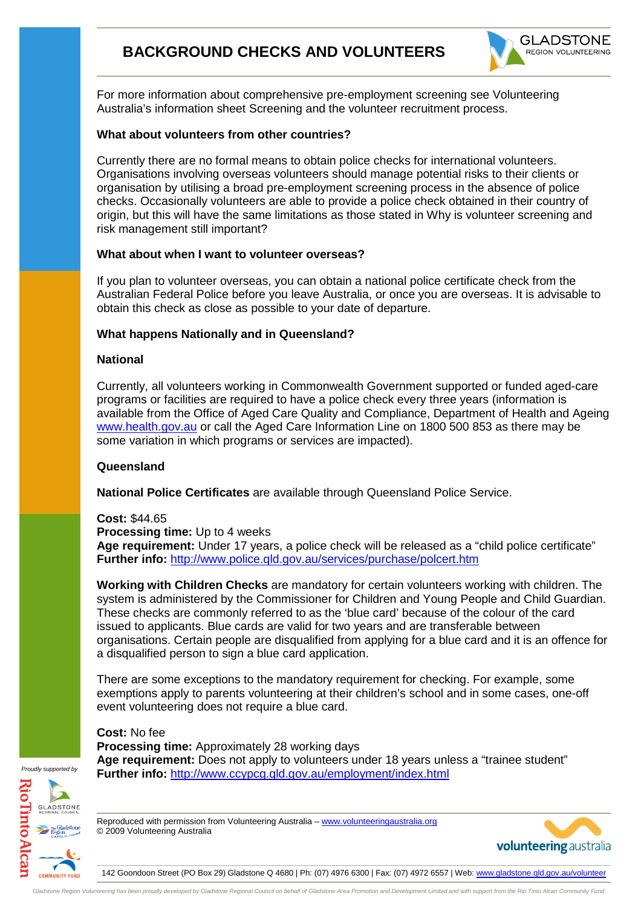# BACKGROUND CHECKS AND VOLUNTEERS

For more information about comprehensive pre-employment screening see Volunteering Australia's information sheet Screening and the volunteer recruitment process.

**What about volunteers from other countries?**

Currently there are no formal means to obtain police checks for international volunteers. Organisations involving overseas volunteers should manage potential risks to their clients or organisation by utilising a broad pre-employment screening process in the absence of police checks. Occasionally volunteers are able to provide a police check obtained in their country of origin, but this will have the same limitations as those stated in Why is volunteer screening and risk management still important?

**What about when I want to volunteer overseas?**

If you plan to volunteer overseas, you can obtain a national police certificate check from the Australian Federal Police before you leave Australia, or once you are overseas. It is advisable to obtain this check as close as possible to your date of departure.

**What happens Nationally and in Queensland?**

**National**

Currently, all volunteers working in Commonwealth Government supported or funded aged-care programs or facilities are required to have a police check every three years (information is available from the Office of Aged Care Quality and Compliance, Department of Health and Ageing www.health.gov.au or call the Aged Care Information Line on 1800 500 853 as there may be some variation in which programs or services are impacted).

**Queensland**

**National Police Certificates** are available through Queensland Police Service.

**Cost:** $44.65
**Processing time:** Up to 4 weeks
**Age requirement:** Under 17 years, a police check will be released as a "child police certificate"
**Further info:** http://www.police.qld.gov.au/services/purchase/polcert.htm

**Working with Children Checks** are mandatory for certain volunteers working with children. The system is administered by the Commissioner for Children and Young People and Child Guardian. These checks are commonly referred to as the 'blue card' because of the colour of the card issued to applicants. Blue cards are valid for two years and are transferable between organisations. Certain people are disqualified from applying for a blue card and it is an offence for a disqualified person to sign a blue card application.

There are some exceptions to the mandatory requirement for checking. For example, some exemptions apply to parents volunteering at their children's school and in some cases, one-off event volunteering does not require a blue card.

**Cost:** No fee
**Processing time:** Approximately 28 working days
**Age requirement:** Does not apply to volunteers under 18 years unless a "trainee student"
**Further info:** http://www.ccypcg.qld.gov.au/employment/index.html

Reproduced with permission from Volunteering Australia – www.volunteeringaustralia.org
© 2009 Volunteering Australia